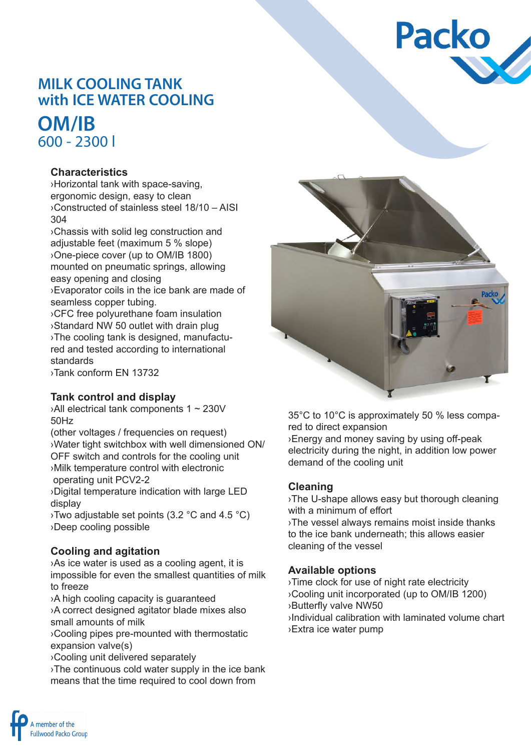# MILK COOLING TANK with ICE WATER COOLING

## OM/IB

600 - 2300 l

### Characteristics

›Horizontal tank with space-saving, ergonomic design, easy to clean
›Constructed of stainless steel 18/10 – AISI 304
›Chassis with solid leg construction and adjustable feet (maximum 5 % slope)
›One-piece cover (up to OM/IB 1800) mounted on pneumatic springs, allowing easy opening and closing
›Evaporator coils in the ice bank are made of seamless copper tubing.
›CFC free polyurethane foam insulation
›Standard NW 50 outlet with drain plug
›The cooling tank is designed, manufactured and tested according to international standards
›Tank conform EN 13732

### Tank control and display

›All electrical tank components 1 ~ 230V 50Hz
(other voltages / frequencies on request)
›Water tight switchbox with well dimensioned ON/OFF switch and controls for the cooling unit
›Milk temperature control with electronic operating unit PCV2-2
›Digital temperature indication with large LED display
›Two adjustable set points (3.2 °C and 4.5 °C)
›Deep cooling possible

### Cooling and agitation

›As ice water is used as a cooling agent, it is impossible for even the smallest quantities of milk to freeze
›A high cooling capacity is guaranteed
›A correct designed agitator blade mixes also small amounts of milk
›Cooling pipes pre-mounted with thermostatic expansion valve(s)
›Cooling unit delivered separately
›The continuous cold water supply in the ice bank means that the time required to cool down from 35°C to 10°C is approximately 50 % less compared to direct expansion
›Energy and money saving by using off-peak electricity during the night, in addition low power demand of the cooling unit

### Cleaning

›The U-shape allows easy but thorough cleaning with a minimum of effort
›The vessel always remains moist inside thanks to the ice bank underneath; this allows easier cleaning of the vessel

### Available options

›Time clock for use of night rate electricity
›Cooling unit incorporated (up to OM/IB 1200)
›Butterfly valve NW50
›Individual calibration with laminated volume chart
›Extra ice water pump

A member of the Fullwood Packo Group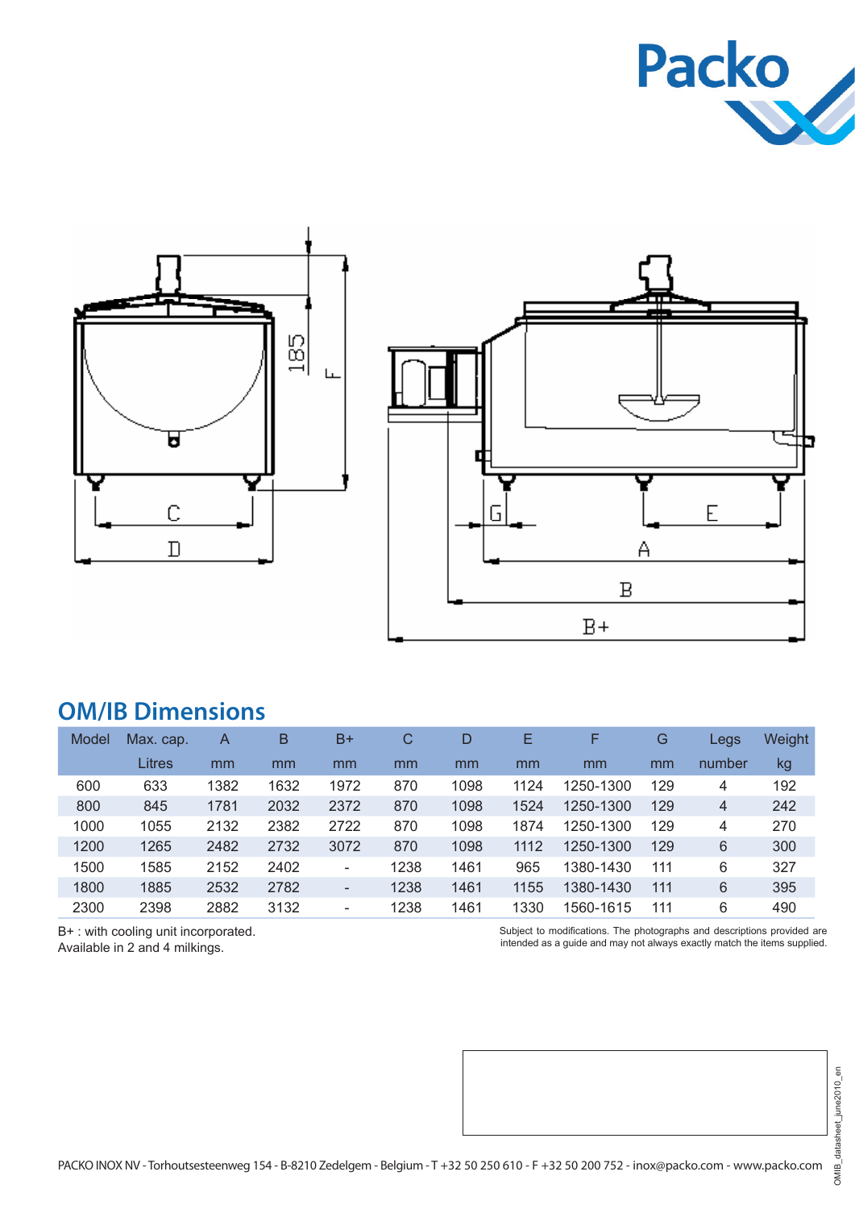Packo

## OM/IB Dimensions

| Model | Max. cap. Litres | A mm | B mm | B+ mm | C mm | D mm | E mm | F mm | G mm | Legs number | Weight kg |
|---|---|---|---|---|---|---|---|---|---|---|---|
| 600 | 633 | 1382 | 1632 | 1972 | 870 | 1098 | 1124 | 1250-1300 | 129 | 4 | 192 |
| 800 | 845 | 1781 | 2032 | 2372 | 870 | 1098 | 1524 | 1250-1300 | 129 | 4 | 242 |
| 1000 | 1055 | 2132 | 2382 | 2722 | 870 | 1098 | 1874 | 1250-1300 | 129 | 4 | 270 |
| 1200 | 1265 | 2482 | 2732 | 3072 | 870 | 1098 | 1112 | 1250-1300 | 129 | 6 | 300 |
| 1500 | 1585 | 2152 | 2402 | - | 1238 | 1461 | 965 | 1380-1430 | 111 | 6 | 327 |
| 1800 | 1885 | 2532 | 2782 | - | 1238 | 1461 | 1155 | 1380-1430 | 111 | 6 | 395 |
| 2300 | 2398 | 2882 | 3132 | - | 1238 | 1461 | 1330 | 1560-1615 | 111 | 6 | 490 |

B+ : with cooling unit incorporated.
Available in 2 and 4 milkings.

Subject to modifications. The photographs and descriptions provided are intended as a guide and may not always exactly match the items supplied.

PACKO INOX NV - Torhoutsesteenweg 154 - B-8210 Zedelgem - Belgium - T +32 50 250 610 - F +32 50 200 752 - inox@packo.com - www.packo.com

OMIB_datasheet_june2010_en